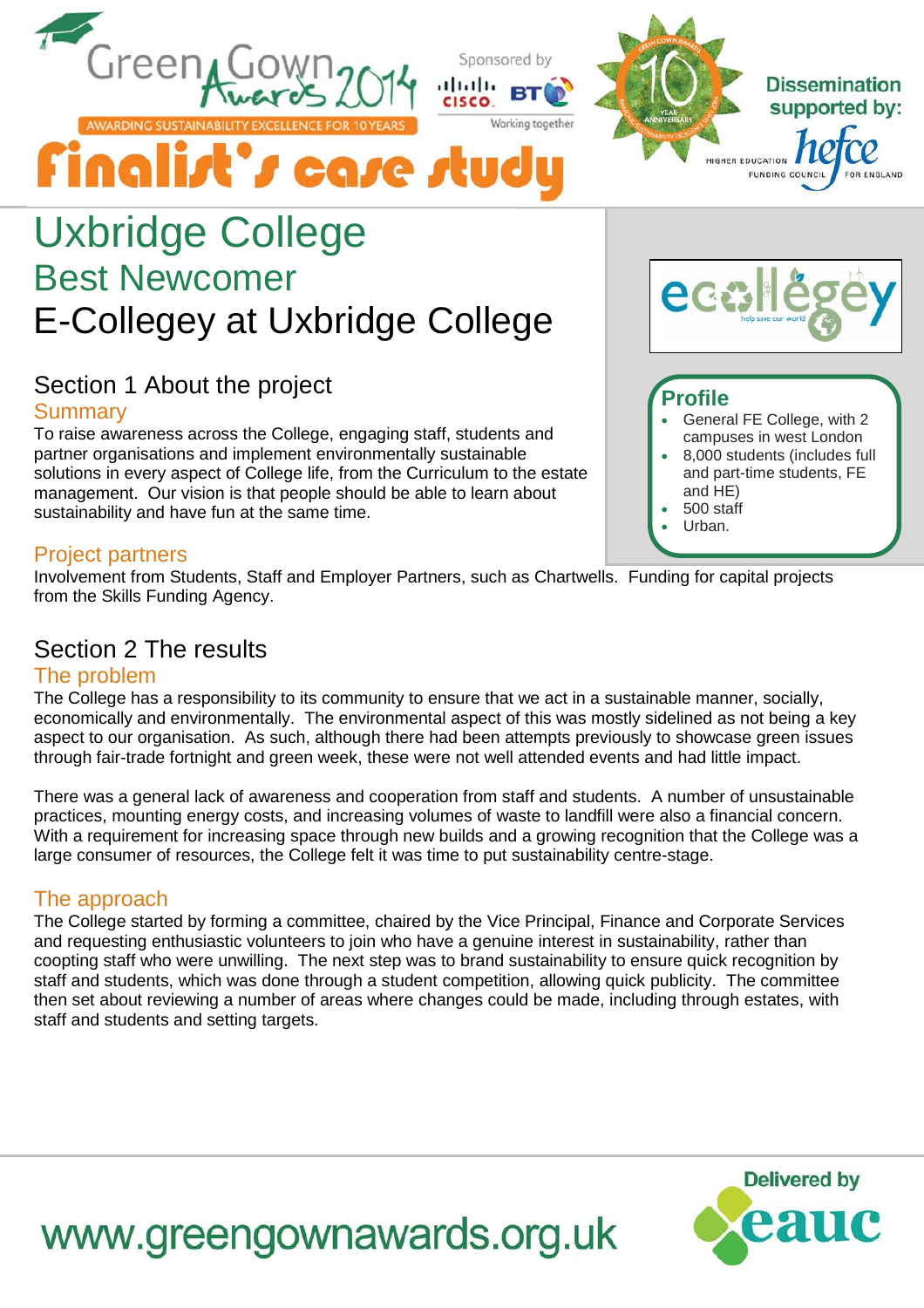# Finalist's case study

# Uxbridge College

## Best Newcomer

## E-Collegey at Uxbridge College

### Profile

- General FE College, with 2 campuses in west London
- 8,000 students (includes full and part-time students, FE and HE)
- 500 staff
- Urban.

## Section 1 About the project

### Summary

To raise awareness across the College, engaging staff, students and partner organisations and implement environmentally sustainable solutions in every aspect of College life, from the Curriculum to the estate management. Our vision is that people should be able to learn about sustainability and have fun at the same time.

### Project partners

Involvement from Students, Staff and Employer Partners, such as Chartwells. Funding for capital projects from the Skills Funding Agency.

## Section 2 The results

### The problem

The College has a responsibility to its community to ensure that we act in a sustainable manner, socially, economically and environmentally. The environmental aspect of this was mostly sidelined as not being a key aspect to our organisation. As such, although there had been attempts previously to showcase green issues through fair-trade fortnight and green week, these were not well attended events and had little impact.

There was a general lack of awareness and cooperation from staff and students. A number of unsustainable practices, mounting energy costs, and increasing volumes of waste to landfill were also a financial concern. With a requirement for increasing space through new builds and a growing recognition that the College was a large consumer of resources, the College felt it was time to put sustainability centre-stage.

### The approach

The College started by forming a committee, chaired by the Vice Principal, Finance and Corporate Services and requesting enthusiastic volunteers to join who have a genuine interest in sustainability, rather than coopting staff who were unwilling. The next step was to brand sustainability to ensure quick recognition by staff and students, which was done through a student competition, allowing quick publicity. The committee then set about reviewing a number of areas where changes could be made, including through estates, with staff and students and setting targets.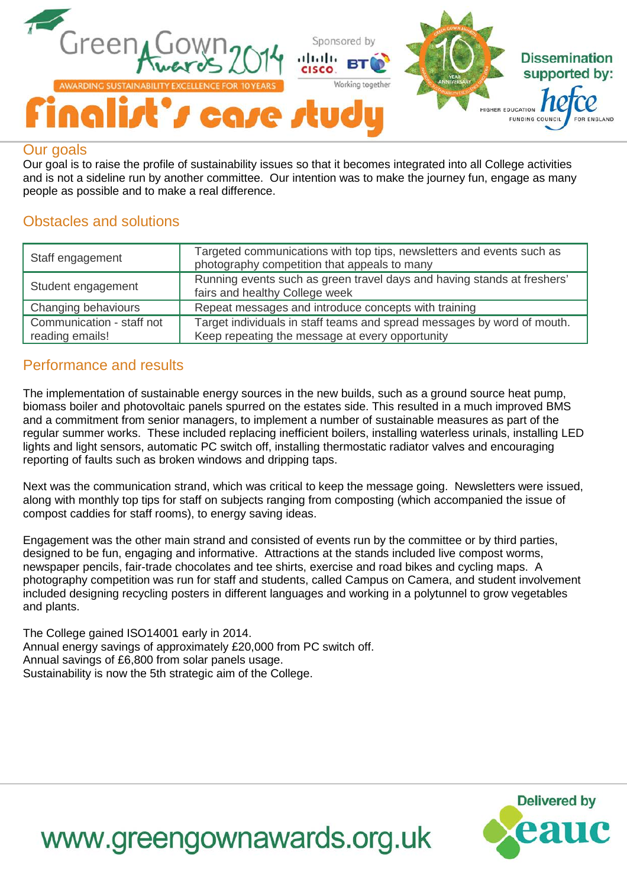## Our goals

Our goal is to raise the profile of sustainability issues so that it becomes integrated into all College activities and is not a sideline run by another committee. Our intention was to make the journey fun, engage as many people as possible and to make a real difference.

## Obstacles and solutions

| | |
|---|---|
| Staff engagement | Targeted communications with top tips, newsletters and events such as photography competition that appeals to many |
| Student engagement | Running events such as green travel days and having stands at freshers' fairs and healthy College week |
| Changing behaviours | Repeat messages and introduce concepts with training |
| Communication - staff not reading emails! | Target individuals in staff teams and spread messages by word of mouth. Keep repeating the message at every opportunity |

## Performance and results

The implementation of sustainable energy sources in the new builds, such as a ground source heat pump, biomass boiler and photovoltaic panels spurred on the estates side. This resulted in a much improved BMS and a commitment from senior managers, to implement a number of sustainable measures as part of the regular summer works. These included replacing inefficient boilers, installing waterless urinals, installing LED lights and light sensors, automatic PC switch off, installing thermostatic radiator valves and encouraging reporting of faults such as broken windows and dripping taps.

Next was the communication strand, which was critical to keep the message going. Newsletters were issued, along with monthly top tips for staff on subjects ranging from composting (which accompanied the issue of compost caddies for staff rooms), to energy saving ideas.

Engagement was the other main strand and consisted of events run by the committee or by third parties, designed to be fun, engaging and informative. Attractions at the stands included live compost worms, newspaper pencils, fair-trade chocolates and tee shirts, exercise and road bikes and cycling maps. A photography competition was run for staff and students, called Campus on Camera, and student involvement included designing recycling posters in different languages and working in a polytunnel to grow vegetables and plants.

The College gained ISO14001 early in 2014.
Annual energy savings of approximately £20,000 from PC switch off.
Annual savings of £6,800 from solar panels usage.
Sustainability is now the 5th strategic aim of the College.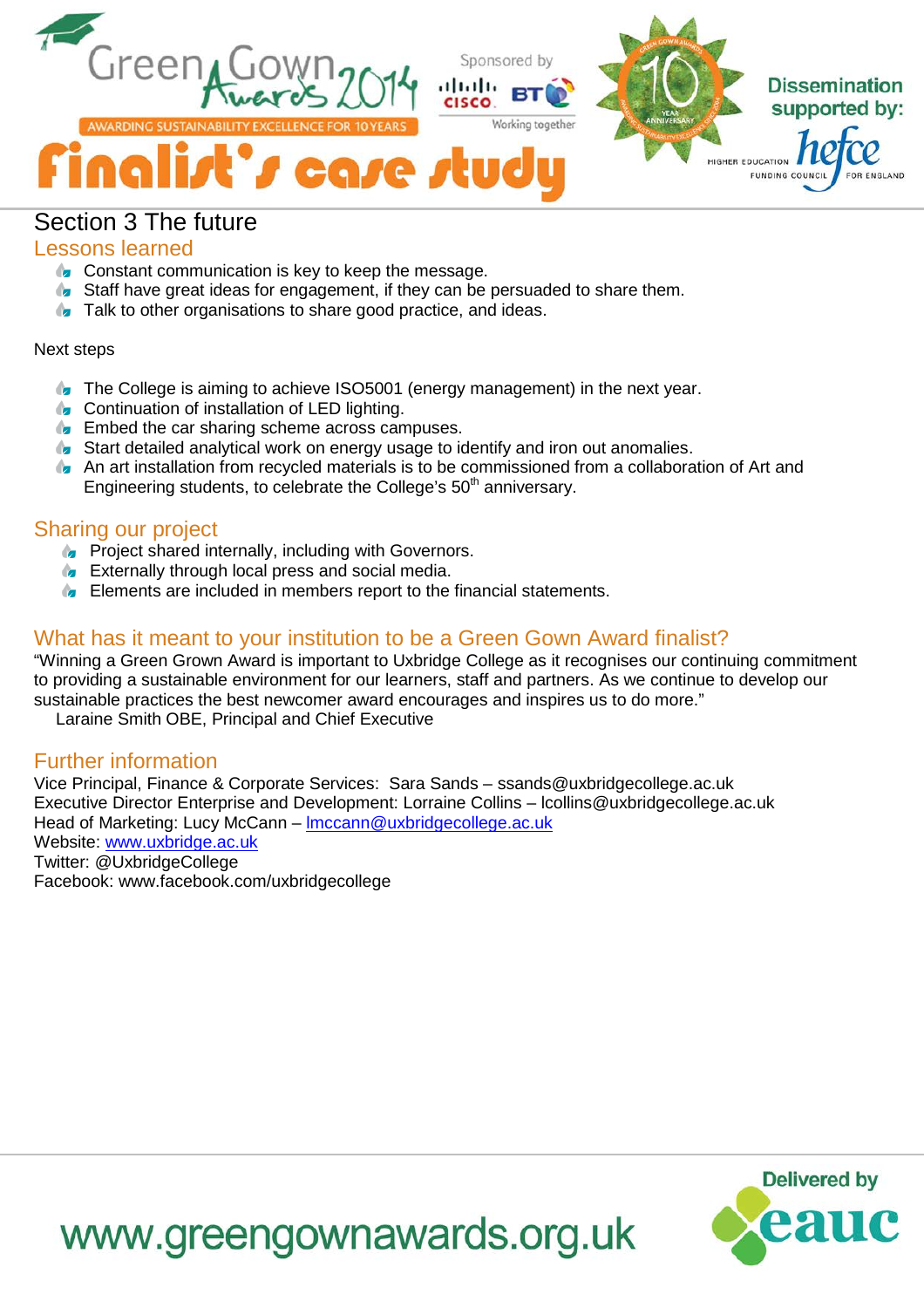## Section 3 The future

### Lessons learned

- Constant communication is key to keep the message.
- Staff have great ideas for engagement, if they can be persuaded to share them.
- Talk to other organisations to share good practice, and ideas.

Next steps

- The College is aiming to achieve ISO5001 (energy management) in the next year.
- Continuation of installation of LED lighting.
- Embed the car sharing scheme across campuses.
- Start detailed analytical work on energy usage to identify and iron out anomalies.
- An art installation from recycled materials is to be commissioned from a collaboration of Art and Engineering students, to celebrate the College's 50th anniversary.

### Sharing our project

- Project shared internally, including with Governors.
- Externally through local press and social media.
- Elements are included in members report to the financial statements.

### What has it meant to your institution to be a Green Gown Award finalist?

"Winning a Green Grown Award is important to Uxbridge College as it recognises our continuing commitment to providing a sustainable environment for our learners, staff and partners. As we continue to develop our sustainable practices the best newcomer award encourages and inspires us to do more."
Laraine Smith OBE, Principal and Chief Executive

### Further information

Vice Principal, Finance & Corporate Services: Sara Sands – ssands@uxbridgecollege.ac.uk
Executive Director Enterprise and Development: Lorraine Collins – lcollins@uxbridgecollege.ac.uk
Head of Marketing: Lucy McCann – lmccann@uxbridgecollege.ac.uk
Website: www.uxbridge.ac.uk
Twitter: @UxbridgeCollege
Facebook: www.facebook.com/uxbridgecollege